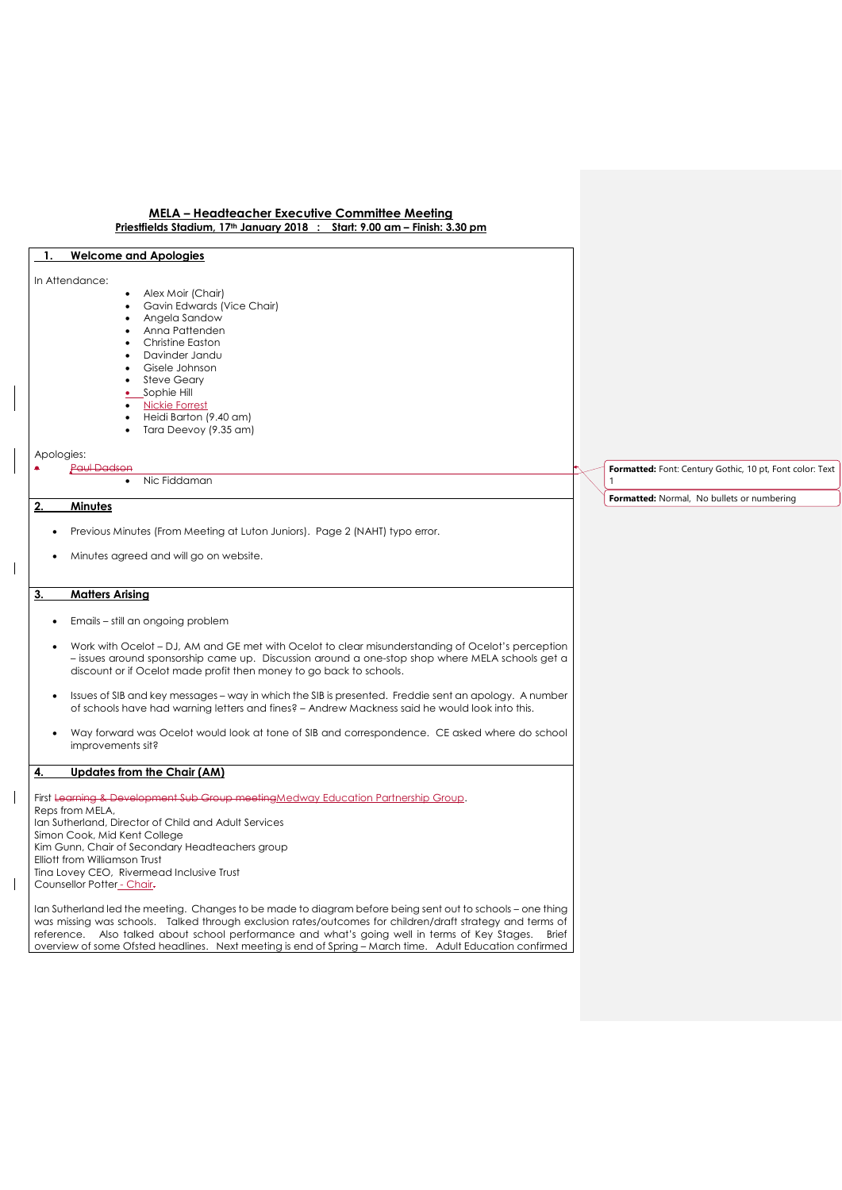## MELA – Headteacher Executive Committee Meeting

**Priestfields Stadium, 17th January 2018 : Start: 9.00 am – Finish: 3.30 pm**

### 1. Welcome and Apologies

In Attendance:

- Alex Moir (Chair)
- Gavin Edwards (Vice Chair)
- Angela Sandow
- Anna Pattenden
- Christine Easton
- Davinder Jandu
- Gisele Johnson
- Steve Geary
- Sophie Hill
- Nickie Forrest
- Heidi Barton (9.40 am)
- Tara Deevoy (9.35 am)

Apologies:

- ~~Paul Dadson~~
- Nic Fiddaman

### 2. Minutes

- Previous Minutes (From Meeting at Luton Juniors). Page 2 (NAHT) typo error.
- Minutes agreed and will go on website.

### 3. Matters Arising

- Emails – still an ongoing problem
- Work with Ocelot – DJ, AM and GE met with Ocelot to clear misunderstanding of Ocelot's perception – issues around sponsorship came up. Discussion around a one-stop shop where MELA schools get a discount or if Ocelot made profit then money to go back to schools.
- Issues of SIB and key messages – way in which the SIB is presented. Freddie sent an apology. A number of schools have had warning letters and fines? – Andrew Mackness said he would look into this.
- Way forward was Ocelot would look at tone of SIB and correspondence. CE asked where do school improvements sit?

### 4. Updates from the Chair (AM)

First ~~Learning & Development Sub Group meeting~~Medway Education Partnership Group.
Reps from MELA,
Ian Sutherland, Director of Child and Adult Services
Simon Cook, Mid Kent College
Kim Gunn, Chair of Secondary Headteachers group
Elliott from Williamson Trust
Tina Lovey CEO, Rivermead Inclusive Trust
Counsellor Potter - Chair.

Ian Sutherland led the meeting. Changes to be made to diagram before being sent out to schools – one thing was missing was schools. Talked through exclusion rates/outcomes for children/draft strategy and terms of reference. Also talked about school performance and what's going well in terms of Key Stages. Brief overview of some Ofsted headlines. Next meeting is end of Spring – March time. Adult Education confirmed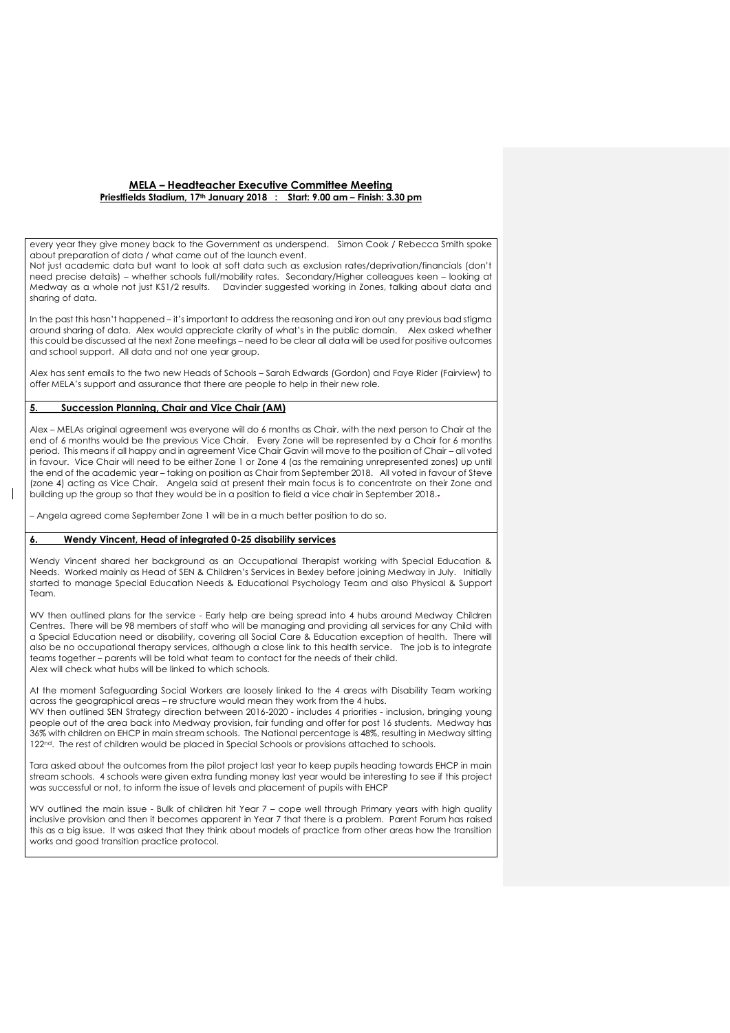every year they give money back to the Government as underspend. Simon Cook / Rebecca Smith spoke about preparation of data / what came out of the launch event.

Not just academic data but want to look at soft data such as exclusion rates/deprivation/financials (don't need precise details) – whether schools full/mobility rates. Secondary/Higher colleagues keen – looking at Medway as a whole not just KS1/2 results. Davinder suggested working in Zones, talking about data and sharing of data.

In the past this hasn't happened – it's important to address the reasoning and iron out any previous bad stigma around sharing of data. Alex would appreciate clarity of what's in the public domain. Alex asked whether this could be discussed at the next Zone meetings – need to be clear all data will be used for positive outcomes and school support. All data and not one year group.

Alex has sent emails to the two new Heads of Schools – Sarah Edwards (Gordon) and Faye Rider (Fairview) to offer MELA's support and assurance that there are people to help in their new role.

## 5. Succession Planning, Chair and Vice Chair (AM)

Alex – MELAs original agreement was everyone will do 6 months as Chair, with the next person to Chair at the end of 6 months would be the previous Vice Chair. Every Zone will be represented by a Chair for 6 months period. This means if all happy and in agreement Vice Chair Gavin will move to the position of Chair – all voted in favour. Vice Chair will need to be either Zone 1 or Zone 4 (as the remaining unrepresented zones) up until the end of the academic year – taking on position as Chair from September 2018. All voted in favour of Steve (zone 4) acting as Vice Chair. Angela said at present their main focus is to concentrate on their Zone and building up the group so that they would be in a position to field a vice chair in September 2018.

– Angela agreed come September Zone 1 will be in a much better position to do so.

## 6. Wendy Vincent, Head of integrated 0-25 disability services

Wendy Vincent shared her background as an Occupational Therapist working with Special Education & Needs. Worked mainly as Head of SEN & Children's Services in Bexley before joining Medway in July. Initially started to manage Special Education Needs & Educational Psychology Team and also Physical & Support Team.

WV then outlined plans for the service - Early help are being spread into 4 hubs around Medway Children Centres. There will be 98 members of staff who will be managing and providing all services for any Child with a Special Education need or disability, covering all Social Care & Education exception of health. There will also be no occupational therapy services, although a close link to this health service. The job is to integrate teams together – parents will be told what team to contact for the needs of their child.
Alex will check what hubs will be linked to which schools.

At the moment Safeguarding Social Workers are loosely linked to the 4 areas with Disability Team working across the geographical areas – re structure would mean they work from the 4 hubs.
WV then outlined SEN Strategy direction between 2016-2020 - includes 4 priorities - inclusion, bringing young people out of the area back into Medway provision, fair funding and offer for post 16 students. Medway has 36% with children on EHCP in main stream schools. The National percentage is 48%, resulting in Medway sitting 122nd. The rest of children would be placed in Special Schools or provisions attached to schools.

Tara asked about the outcomes from the pilot project last year to keep pupils heading towards EHCP in main stream schools. 4 schools were given extra funding money last year would be interesting to see if this project was successful or not, to inform the issue of levels and placement of pupils with EHCP

WV outlined the main issue - Bulk of children hit Year 7 – cope well through Primary years with high quality inclusive provision and then it becomes apparent in Year 7 that there is a problem. Parent Forum has raised this as a big issue. It was asked that they think about models of practice from other areas how the transition works and good transition practice protocol.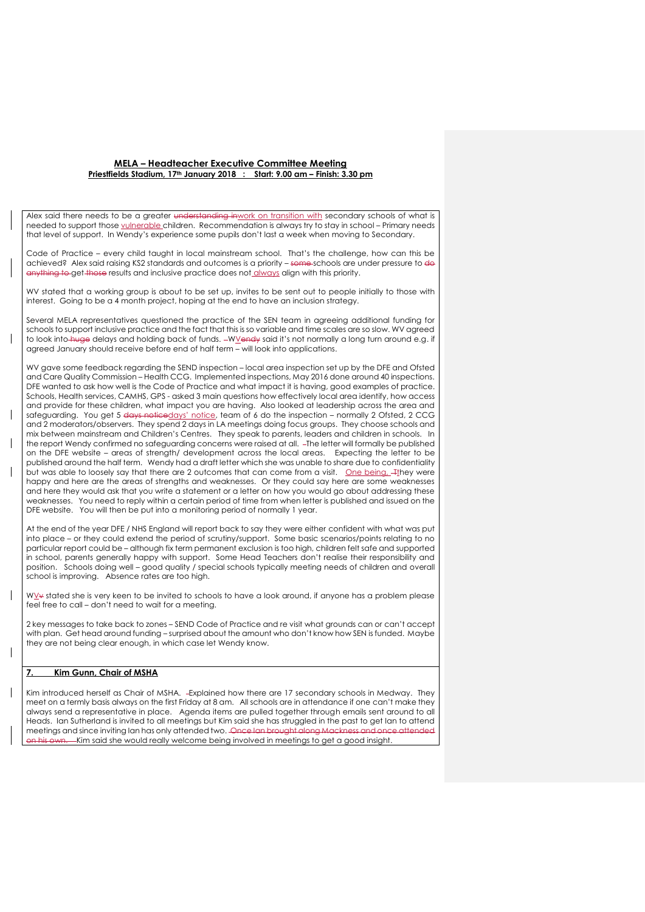Alex said there needs to be a greater work on transition with secondary schools of what is needed to support those vulnerable children. Recommendation is always try to stay in school – Primary needs that level of support. In Wendy's experience some pupils don't last a week when moving to Secondary.

Code of Practice – every child taught in local mainstream school. That's the challenge, how can this be achieved? Alex said raising KS2 standards and outcomes is a priority – schools are under pressure to get results and inclusive practice does not always align with this priority.

WV stated that a working group is about to be set up, invites to be sent out to people initially to those with interest. Going to be a 4 month project, hoping at the end to have an inclusion strategy.

Several MELA representatives questioned the practice of the SEN team in agreeing additional funding for schools to support inclusive practice and the fact that this is so variable and time scales are so slow. WV agreed to look into delays and holding back of funds. WV said it's not normally a long turn around e.g. if agreed January should receive before end of half term – will look into applications.

WV gave some feedback regarding the SEND inspection – local area inspection set up by the DFE and Ofsted and Care Quality Commission – Health CCG. Implemented inspections, May 2016 done around 40 inspections. DFE wanted to ask how well is the Code of Practice and what impact it is having, good examples of practice. Schools, Health services, CAMHS, GPS - asked 3 main questions how effectively local area identify, how access and provide for these children, what impact you are having. Also looked at leadership across the area and safeguarding. You get 5 days' notice, team of 6 do the inspection – normally 2 Ofsted, 2 CCG and 2 moderators/observers. They spend 2 days in LA meetings doing focus groups. They choose schools and mix between mainstream and Children's Centres. They speak to parents, leaders and children in schools. In the report Wendy confirmed no safeguarding concerns were raised at all. The letter will formally be published on the DFE website – areas of strength/ development across the local areas. Expecting the letter to be published around the half term. Wendy had a draft letter which she was unable to share due to confidentiality but was able to loosely say that there are 2 outcomes that can come from a visit. One being, they were happy and here are the areas of strengths and weaknesses. Or they could say here are some weaknesses and here they would ask that you write a statement or a letter on how you would go about addressing these weaknesses. You need to reply within a certain period of time from when letter is published and issued on the DFE website. You will then be put into a monitoring period of normally 1 year.

At the end of the year DFE / NHS England will report back to say they were either confident with what was put into place – or they could extend the period of scrutiny/support. Some basic scenarios/points relating to no particular report could be – although fix term permanent exclusion is too high, children felt safe and supported in school, parents generally happy with support. Some Head Teachers don't realise their responsibility and position. Schools doing well – good quality / special schools typically meeting needs of children and overall school is improving. Absence rates are too high.

WV stated she is very keen to be invited to schools to have a look around, if anyone has a problem please feel free to call – don't need to wait for a meeting.

2 key messages to take back to zones – SEND Code of Practice and re visit what grounds can or can't accept with plan. Get head around funding – surprised about the amount who don't know how SEN is funded. Maybe they are not being clear enough, in which case let Wendy know.

## 7. Kim Gunn, Chair of MSHA

Kim introduced herself as Chair of MSHA. Explained how there are 17 secondary schools in Medway. They meet on a termly basis always on the first Friday at 8 am. All schools are in attendance if one can't make they always send a representative in place. Agenda items are pulled together through emails sent around to all Heads. Ian Sutherland is invited to all meetings but Kim said she has struggled in the past to get Ian to attend meetings and since inviting Ian has only attended two. Kim said she would really welcome being involved in meetings to get a good insight.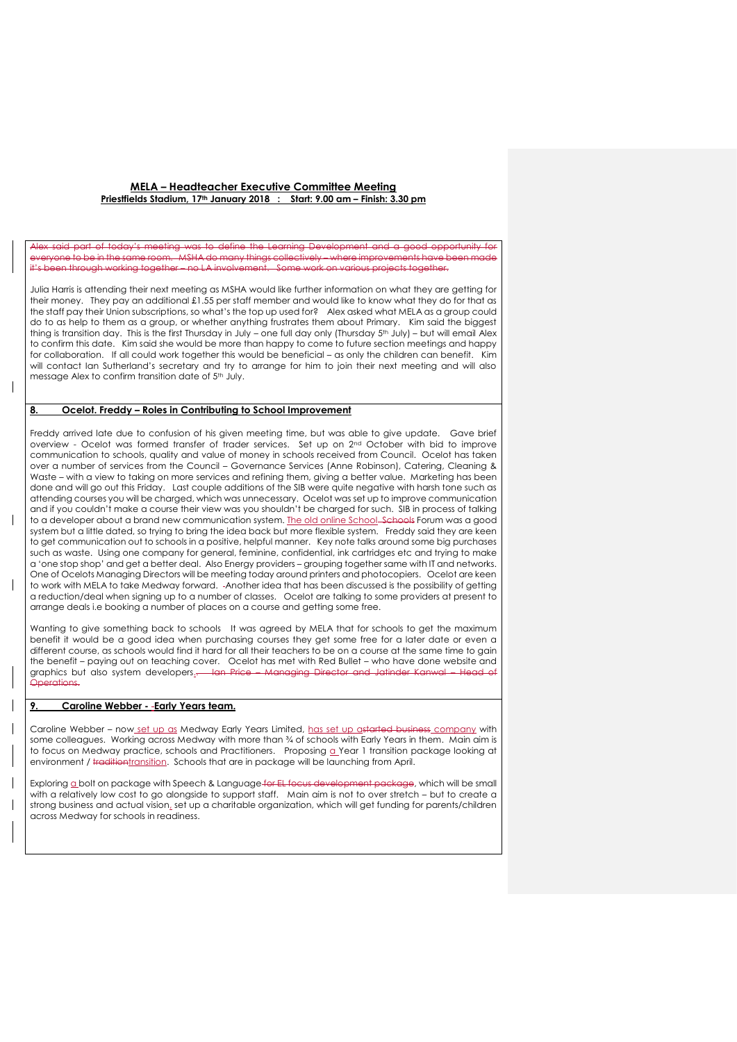**MELA – Headteacher Executive Committee Meeting**
**Priestfields Stadium, 17th January 2018 : Start: 9.00 am – Finish: 3.30 pm**

~~Alex said part of today's meeting was to define the Learning Development and a good opportunity for everyone to be in the same room. MSHA do many things collectively – where improvements have been made it's been through working together – no LA involvement. Some work on various projects together.~~

Julia Harris is attending their next meeting as MSHA would like further information on what they are getting for their money. They pay an additional £1.55 per staff member and would like to know what they do for that as the staff pay their Union subscriptions, so what's the top up used for? Alex asked what MELA as a group could do to as help to them as a group, or whether anything frustrates them about Primary. Kim said the biggest thing is transition day. This is the first Thursday in July – one full day only (Thursday 5th July) – but will email Alex to confirm this date. Kim said she would be more than happy to come to future section meetings and happy for collaboration. If all could work together this would be beneficial – as only the children can benefit. Kim will contact Ian Sutherland's secretary and try to arrange for him to join their next meeting and will also message Alex to confirm transition date of 5th July.

## 8. Ocelot. Freddy – Roles in Contributing to School Improvement

Freddy arrived late due to confusion of his given meeting time, but was able to give update. Gave brief overview - Ocelot was formed transfer of trader services. Set up on 2nd October with bid to improve communication to schools, quality and value of money in schools received from Council. Ocelot has taken over a number of services from the Council – Governance Services (Anne Robinson), Catering, Cleaning & Waste – with a view to taking on more services and refining them, giving a better value. Marketing has been done and will go out this Friday. Last couple additions of the SIB were quite negative with harsh tone such as attending courses you will be charged, which was unnecessary. Ocelot was set up to improve communication and if you couldn't make a course their view was you shouldn't be charged for such. SIB in process of talking to a developer about a brand new communication system. The old online School ~~Schools~~ Forum was a good system but a little dated, so trying to bring the idea back but more flexible system. Freddy said they are keen to get communication out to schools in a positive, helpful manner. Key note talks around some big purchases such as waste. Using one company for general, feminine, confidential, ink cartridges etc and trying to make a 'one stop shop' and get a better deal. Also Energy providers – grouping together same with IT and networks. One of Ocelots Managing Directors will be meeting today around printers and photocopiers. Ocelot are keen to work with MELA to take Medway forward. Another idea that has been discussed is the possibility of getting a reduction/deal when signing up to a number of classes. Ocelot are talking to some providers at present to arrange deals i.e booking a number of places on a course and getting some free.

Wanting to give something back to schools It was agreed by MELA that for schools to get the maximum benefit it would be a good idea when purchasing courses they get some free for a later date or even a different course, as schools would find it hard for all their teachers to be on a course at the same time to gain the benefit – paying out on teaching cover. Ocelot has met with Red Bullet – who have done website and graphics but also system developers. ~~– Ian Price – Managing Director and Jatinder Kanwal – Head of Operations.~~

## 9. Caroline Webber - Early Years team.

Caroline Webber – now set up as Medway Early Years Limited, has set up a ~~started business~~ company with some colleagues. Working across Medway with more than ¾ of schools with Early Years in them. Main aim is to focus on Medway practice, schools and Practitioners. Proposing a Year 1 transition package looking at environment / ~~tradition~~transition. Schools that are in package will be launching from April.

Exploring a bolt on package with Speech & Language ~~for EL focus development package~~, which will be small with a relatively low cost to go alongside to support staff. Main aim is not to over stretch – but to create a strong business and actual vision, set up a charitable organization, which will get funding for parents/children across Medway for schools in readiness.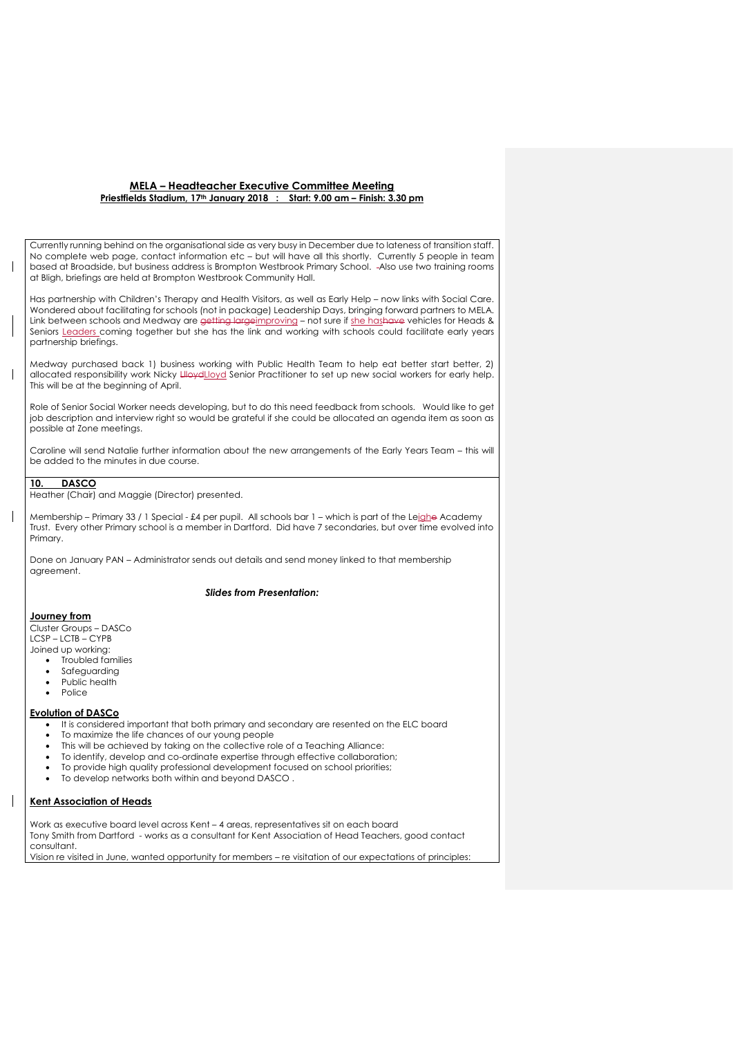## MELA – Headteacher Executive Committee Meeting

**Priestfields Stadium, 17th January 2018 : Start: 9.00 am – Finish: 3.30 pm**

Currently running behind on the organisational side as very busy in December due to lateness of transition staff. No complete web page, contact information etc – but will have all this shortly. Currently 5 people in team based at Broadside, but business address is Brompton Westbrook Primary School. Also use two training rooms at Bligh, briefings are held at Brompton Westbrook Community Hall.

Has partnership with Children's Therapy and Health Visitors, as well as Early Help – now links with Social Care. Wondered about facilitating for schools (not in package) Leadership Days, bringing forward partners to MELA. Link between schools and Medway are improving – not sure if she has vehicles for Heads & Seniors Leaders coming together but she has the link and working with schools could facilitate early years partnership briefings.

Medway purchased back 1) business working with Public Health Team to help eat better start better, 2) allocated responsibility work Nicky Lloyd Senior Practitioner to set up new social workers for early help. This will be at the beginning of April.

Role of Senior Social Worker needs developing, but to do this need feedback from schools. Would like to get job description and interview right so would be grateful if she could be allocated an agenda item as soon as possible at Zone meetings.

Caroline will send Natalie further information about the new arrangements of the Early Years Team – this will be added to the minutes in due course.

### 10. DASCO

Heather (Chair) and Maggie (Director) presented.

Membership – Primary 33 / 1 Special - £4 per pupil. All schools bar 1 – which is part of the Leigh Academy Trust. Every other Primary school is a member in Dartford. Did have 7 secondaries, but over time evolved into Primary.

Done on January PAN – Administrator sends out details and send money linked to that membership agreement.

***Slides from Presentation:***

**Journey from**

Cluster Groups – DASCo
LCSP – LCTB – CYPB
Joined up working:

- Troubled families
- Safeguarding
- Public health
- Police

**Evolution of DASCo**

- It is considered important that both primary and secondary are resented on the ELC board
- To maximize the life chances of our young people
- This will be achieved by taking on the collective role of a Teaching Alliance:
- To identify, develop and co-ordinate expertise through effective collaboration;
- To provide high quality professional development focused on school priorities;
- To develop networks both within and beyond DASCO .

**Kent Association of Heads**

Work as executive board level across Kent – 4 areas, representatives sit on each board
Tony Smith from Dartford - works as a consultant for Kent Association of Head Teachers, good contact consultant.
Vision re visited in June, wanted opportunity for members – re visitation of our expectations of principles: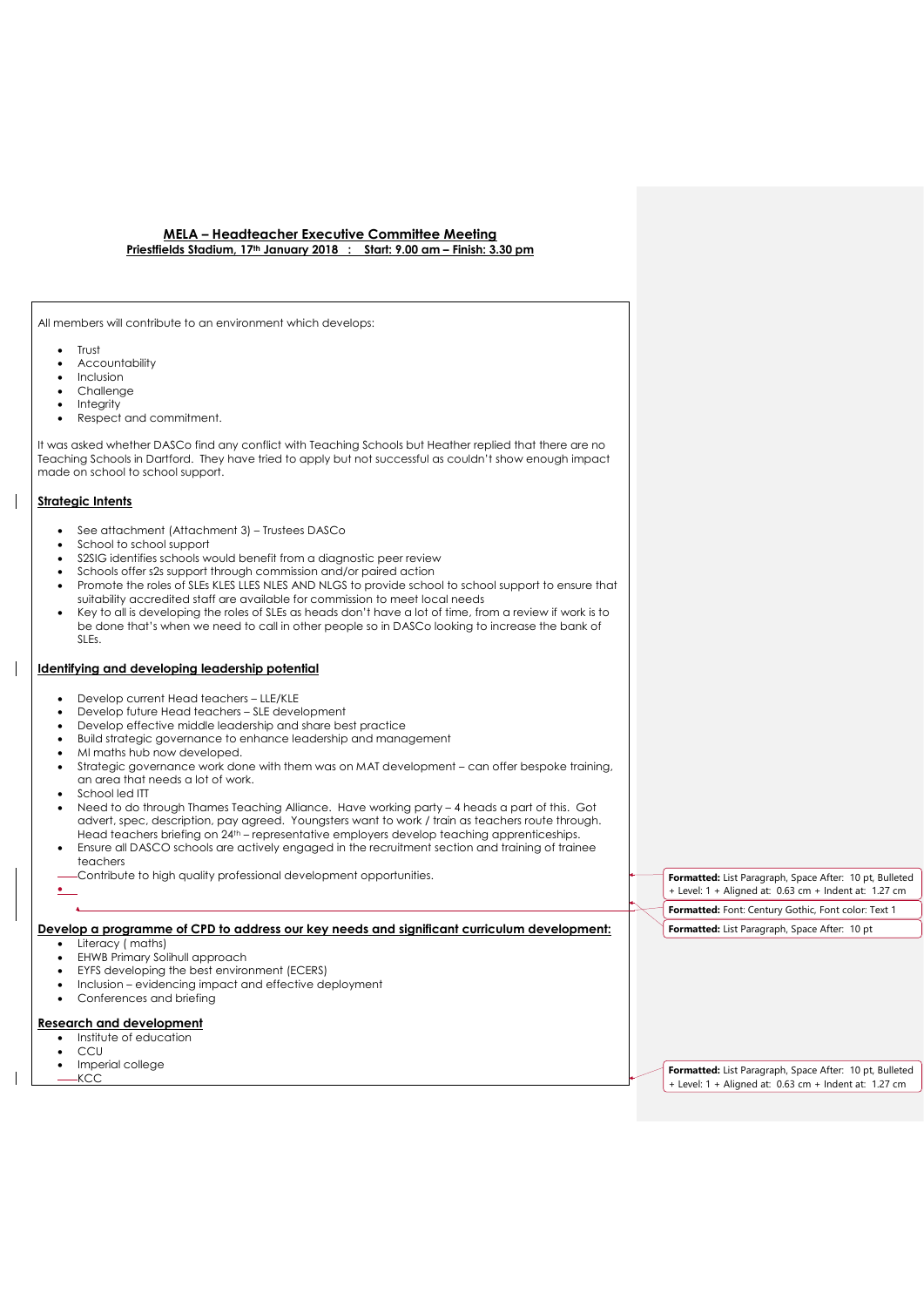**MELA – Headteacher Executive Committee Meeting**
**Priestfields Stadium, 17th January 2018 : Start: 9.00 am – Finish: 3.30 pm**

All members will contribute to an environment which develops:

- Trust
- Accountability
- Inclusion
- Challenge
- Integrity
- Respect and commitment.

It was asked whether DASCo find any conflict with Teaching Schools but Heather replied that there are no Teaching Schools in Dartford. They have tried to apply but not successful as couldn't show enough impact made on school to school support.

**Strategic Intents**

- See attachment (Attachment 3) – Trustees DASCo
- School to school support
- S2SIG identifies schools would benefit from a diagnostic peer review
- Schools offer s2s support through commission and/or paired action
- Promote the roles of SLEs KLES LLES NLES AND NLGS to provide school to school support to ensure that suitability accredited staff are available for commission to meet local needs
- Key to all is developing the roles of SLEs as heads don't have a lot of time, from a review if work is to be done that's when we need to call in other people so in DASCo looking to increase the bank of SLEs.

**Identifying and developing leadership potential**

- Develop current Head teachers – LLE/KLE
- Develop future Head teachers – SLE development
- Develop effective middle leadership and share best practice
- Build strategic governance to enhance leadership and management
- MI maths hub now developed.
- Strategic governance work done with them was on MAT development – can offer bespoke training, an area that needs a lot of work.
- School led ITT
- Need to do through Thames Teaching Alliance. Have working party – 4 heads a part of this. Got advert, spec, description, pay agreed. Youngsters want to work / train as teachers route through. Head teachers briefing on 24th – representative employers develop teaching apprenticeships.
- Ensure all DASCO schools are actively engaged in the recruitment section and training of trainee teachers
- Contribute to high quality professional development opportunities.

**Develop a programme of CPD to address our key needs and significant curriculum development:**

- Literacy ( maths)
- EHWB Primary Solihull approach
- EYFS developing the best environment (ECERS)
- Inclusion – evidencing impact and effective deployment
- Conferences and briefing

**Research and development**

- Institute of education
- CCU
- Imperial college
- KCC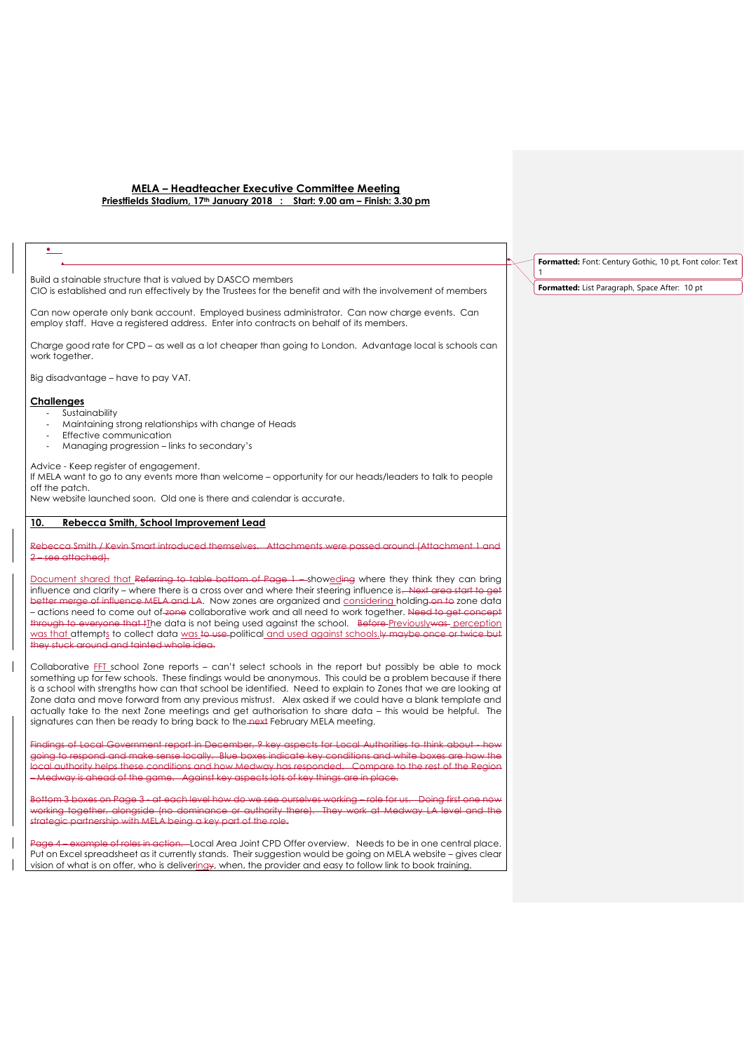**MELA – Headteacher Executive Committee Meeting**
**Priestfields Stadium, 17th January 2018 : Start: 9.00 am – Finish: 3.30 pm**

Build a stainable structure that is valued by DASCO members
CIO is established and run effectively by the Trustees for the benefit and with the involvement of members

Can now operate only bank account. Employed business administrator. Can now charge events. Can employ staff. Have a registered address. Enter into contracts on behalf of its members.

Charge good rate for CPD – as well as a lot cheaper than going to London. Advantage local is schools can work together.

Big disadvantage – have to pay VAT.

**Challenges**

- Sustainability
- Maintaining strong relationships with change of Heads
- Effective communication
- Managing progression – links to secondary's

Advice - Keep register of engagement.
If MELA want to go to any events more than welcome – opportunity for our heads/leaders to talk to people off the patch.
New website launched soon. Old one is there and calendar is accurate.

**10. Rebecca Smith, School Improvement Lead**

Rebecca Smith / Kevin Smart introduced themselves. Attachments were passed around (Attachment 1 and 2 – see attached).

Document shared that Referring to table bottom of Page 1 – showeding where they think they can bring influence and clarity – where there is a cross over and where their steering influence is. Next area start to get better merge of influence MELA and LA. Now zones are organized and considering holding on to zone data – actions need to come out of zone collaborative work and all need to work together. Need to get concept through to everyone that tThe data is not being used against the school. Before Previouslywas perception was that attempts to collect data was to use political and used against schools.ly maybe once or twice but they stuck around and tainted whole idea.

Collaborative FFT school Zone reports – can't select schools in the report but possibly be able to mock something up for few schools. These findings would be anonymous. This could be a problem because if there is a school with strengths how can that school be identified. Need to explain to Zones that we are looking at Zone data and move forward from any previous mistrust. Alex asked if we could have a blank template and actually take to the next Zone meetings and get authorisation to share data – this would be helpful. The signatures can then be ready to bring back to the next February MELA meeting.

Findings of Local Government report in December, 9 key aspects for Local Authorities to think about - how going to respond and make sense locally. Blue boxes indicate key conditions and white boxes are how the local authority helps these conditions and how Medway has responded. Compare to the rest of the Region – Medway is ahead of the game. Against key aspects lots of key things are in place.

Bottom 3 boxes on Page 3 - at each level how do we see ourselves working – role for us. Doing first one now working together, alongside (no dominance or authority there). They work at Medway LA level and the strategic partnership with MELA being a key part of the role.

Page 4 – example of roles in action. Local Area Joint CPD Offer overview. Needs to be in one central place. Put on Excel spreadsheet as it currently stands. Their suggestion would be going on MELA website – gives clear vision of what is on offer, who is deliveringy, when, the provider and easy to follow link to book training.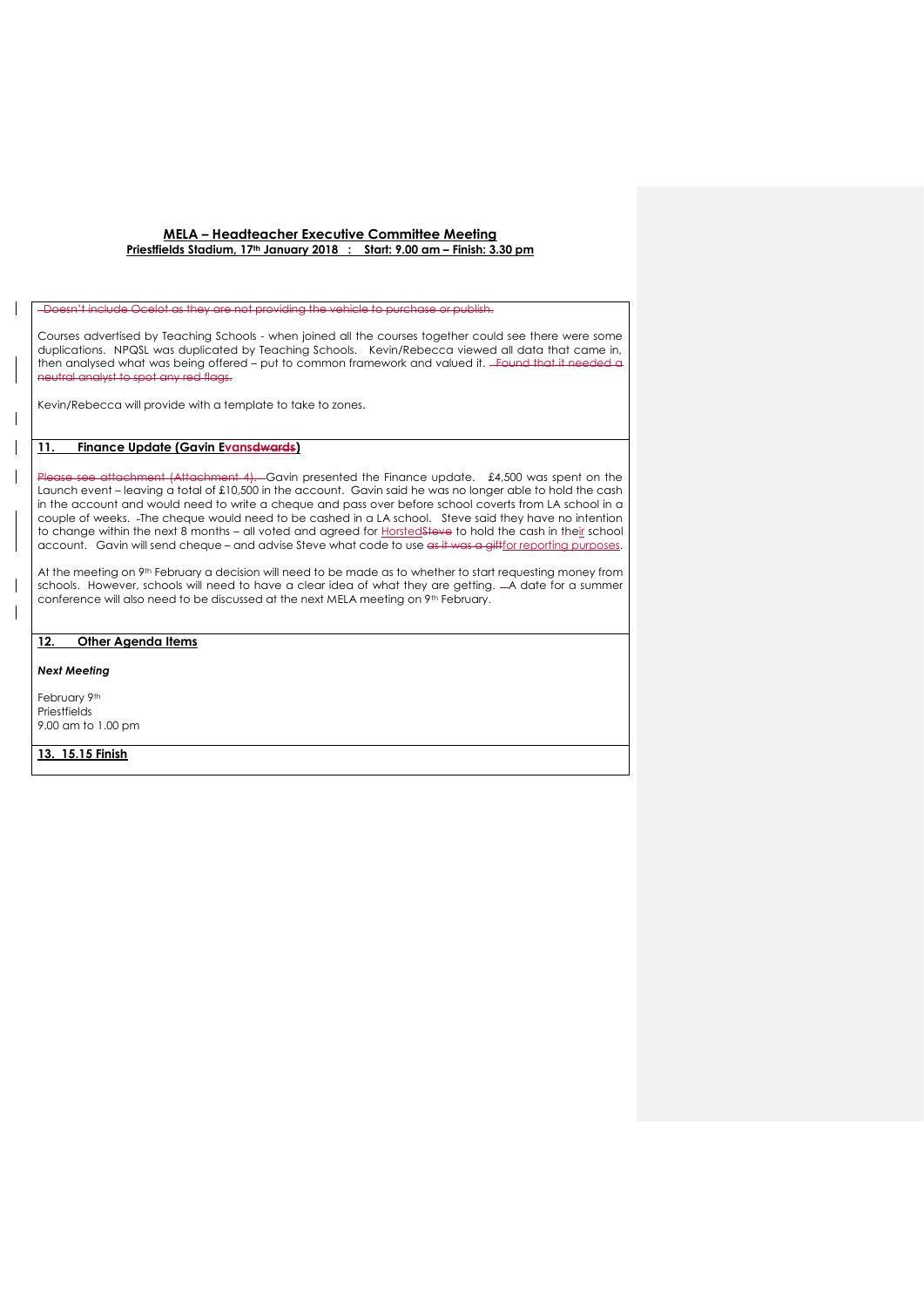~~Doesn't include Ocelot as they are not providing the vehicle to purchase or publish.~~

Courses advertised by Teaching Schools - when joined all the courses together could see there were some duplications. NPQSL was duplicated by Teaching Schools. Kevin/Rebecca viewed all data that came in, then analysed what was being offered – put to common framework and valued it. ~~Found that it needed a neutral analyst to spot any red flags.~~

Kevin/Rebecca will provide with a template to take to zones.

## 11. Finance Update (Gavin Evans~~dwards~~)

~~Please see attachment (Attachment 4).~~ Gavin presented the Finance update. £4,500 was spent on the Launch event – leaving a total of £10,500 in the account. Gavin said he was no longer able to hold the cash in the account and would need to write a cheque and pass over before school coverts from LA school in a couple of weeks. The cheque would need to be cashed in a LA school. Steve said they have no intention to change within the next 8 months – all voted and agreed for Horsted~~Steve~~ to hold the cash in their school account. Gavin will send cheque – and advise Steve what code to use ~~as it was a gift~~for reporting purposes.

At the meeting on 9th February a decision will need to be made as to whether to start requesting money from schools. However, schools will need to have a clear idea of what they are getting. A date for a summer conference will also need to be discussed at the next MELA meeting on 9th February.

## 12. Other Agenda Items

***Next Meeting***

February 9th
Priestfields
9.00 am to 1.00 pm

## 13. 15.15 Finish